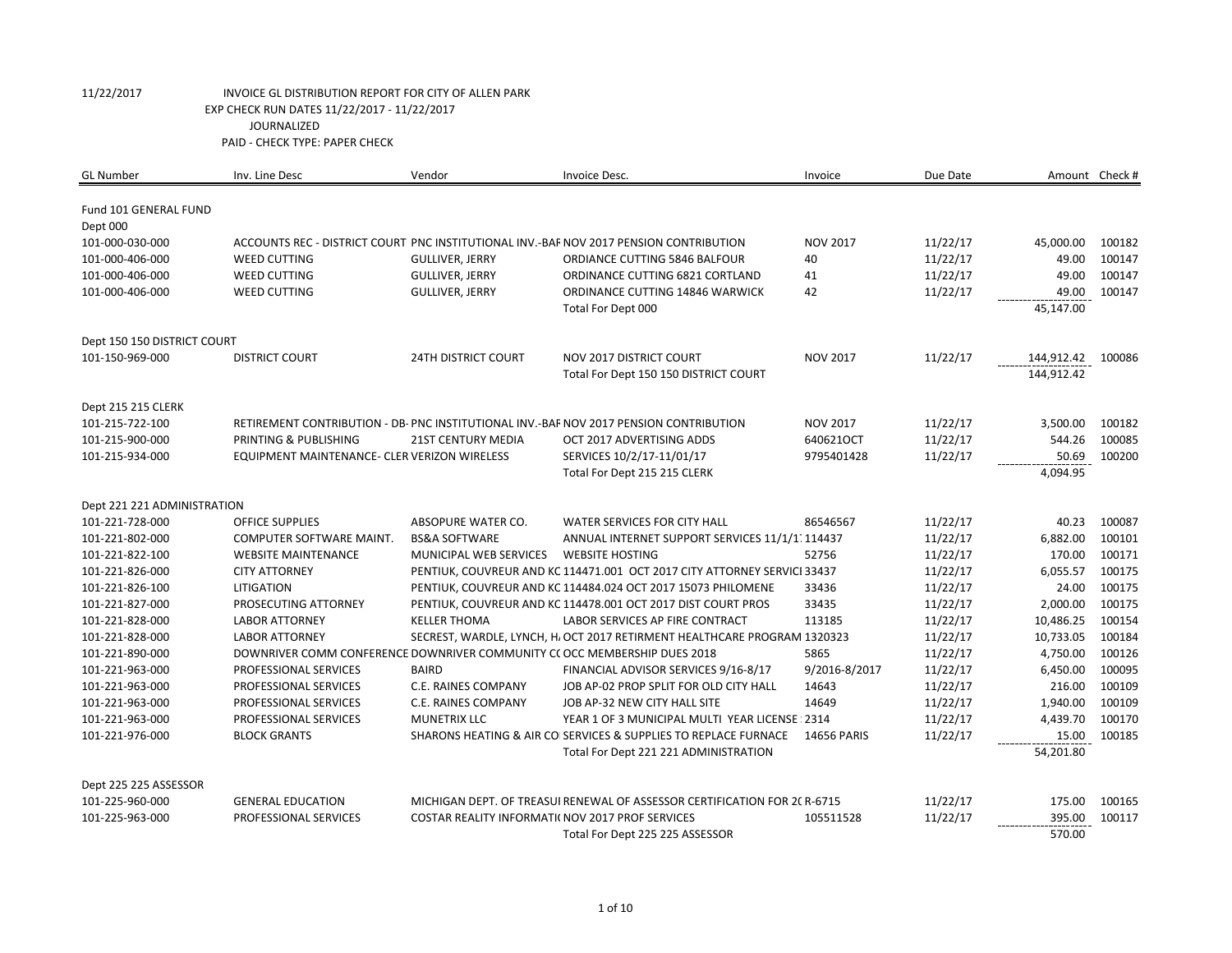11/22/2017 INVOICE GL DISTRIBUTION REPORT FOR CITY OF ALLEN PARK
EXP CHECK RUN DATES 11/22/2017 - 11/22/2017
JOURNALIZED
PAID - CHECK TYPE: PAPER CHECK

| GL Number | Inv. Line Desc | Vendor | Invoice Desc. | Invoice | Due Date | Amount | Check # |
|---|---|---|---|---|---|---|---|
| Fund 101 GENERAL FUND | | | | | | | |
| Dept 000 | | | | | | | |
| 101-000-030-000 | ACCOUNTS REC - DISTRICT COURT | PNC INSTITUTIONAL INV.-BAF | NOV 2017 PENSION CONTRIBUTION | NOV 2017 | 11/22/17 | 45,000.00 | 100182 |
| 101-000-406-000 | WEED CUTTING | GULLIVER, JERRY | ORDIANCE CUTTING 5846 BALFOUR | 40 | 11/22/17 | 49.00 | 100147 |
| 101-000-406-000 | WEED CUTTING | GULLIVER, JERRY | ORDINANCE CUTTING 6821 CORTLAND | 41 | 11/22/17 | 49.00 | 100147 |
| 101-000-406-000 | WEED CUTTING | GULLIVER, JERRY | ORDINANCE CUTTING 14846 WARWICK | 42 | 11/22/17 | 49.00 | 100147 |
| | | | Total For Dept 000 | | | 45,147.00 | |
| Dept 150 150 DISTRICT COURT | | | | | | | |
| 101-150-969-000 | DISTRICT COURT | 24TH DISTRICT COURT | NOV 2017 DISTRICT COURT | NOV 2017 | 11/22/17 | 144,912.42 | 100086 |
| | | | Total For Dept 150 150 DISTRICT COURT | | | 144,912.42 | |
| Dept 215 215 CLERK | | | | | | | |
| 101-215-722-100 | RETIREMENT CONTRIBUTION - DB- | PNC INSTITUTIONAL INV.-BAF | NOV 2017 PENSION CONTRIBUTION | NOV 2017 | 11/22/17 | 3,500.00 | 100182 |
| 101-215-900-000 | PRINTING & PUBLISHING | 21ST CENTURY MEDIA | OCT 2017 ADVERTISING ADDS | 640621OCT | 11/22/17 | 544.26 | 100085 |
| 101-215-934-000 | EQUIPMENT MAINTENANCE- CLER | VERIZON WIRELESS | SERVICES 10/2/17-11/01/17 | 9795401428 | 11/22/17 | 50.69 | 100200 |
| | | | Total For Dept 215 215 CLERK | | | 4,094.95 | |
| Dept 221 221 ADMINISTRATION | | | | | | | |
| 101-221-728-000 | OFFICE SUPPLIES | ABSOPURE WATER CO. | WATER SERVICES FOR CITY HALL | 86546567 | 11/22/17 | 40.23 | 100087 |
| 101-221-802-000 | COMPUTER SOFTWARE MAINT. | BS&A SOFTWARE | ANNUAL INTERNET SUPPORT SERVICES 11/1/1 | 114437 | 11/22/17 | 6,882.00 | 100101 |
| 101-221-822-100 | WEBSITE MAINTENANCE | MUNICIPAL WEB SERVICES | WEBSITE HOSTING | 52756 | 11/22/17 | 170.00 | 100171 |
| 101-221-826-000 | CITY ATTORNEY | PENTIUK, COUVREUR AND KC | 114471.001 OCT 2017 CITY ATTORNEY SERVICI | 33437 | 11/22/17 | 6,055.57 | 100175 |
| 101-221-826-100 | LITIGATION | PENTIUK, COUVREUR AND KC | 114484.024 OCT 2017 15073 PHILOMENE | 33436 | 11/22/17 | 24.00 | 100175 |
| 101-221-827-000 | PROSECUTING ATTORNEY | PENTIUK, COUVREUR AND KC | 114478.001 OCT 2017 DIST COURT PROS | 33435 | 11/22/17 | 2,000.00 | 100175 |
| 101-221-828-000 | LABOR ATTORNEY | KELLER THOMA | LABOR SERVICES AP FIRE CONTRACT | 113185 | 11/22/17 | 10,486.25 | 100154 |
| 101-221-828-000 | LABOR ATTORNEY | SECREST, WARDLE, LYNCH, H. | OCT 2017 RETIREMENT HEALTHCARE PROGRAM | 1320323 | 11/22/17 | 10,733.05 | 100184 |
| 101-221-890-000 | DOWNRIVER COMM CONFERENCE | DOWNRIVER COMMUNITY CC | OCC MEMBERSHIP DUES 2018 | 5865 | 11/22/17 | 4,750.00 | 100126 |
| 101-221-963-000 | PROFESSIONAL SERVICES | BAIRD | FINANCIAL ADVISOR SERVICES 9/16-8/17 | 9/2016-8/2017 | 11/22/17 | 6,450.00 | 100095 |
| 101-221-963-000 | PROFESSIONAL SERVICES | C.E. RAINES COMPANY | JOB AP-02 PROP SPLIT FOR OLD CITY HALL | 14643 | 11/22/17 | 216.00 | 100109 |
| 101-221-963-000 | PROFESSIONAL SERVICES | C.E. RAINES COMPANY | JOB AP-32 NEW CITY HALL SITE | 14649 | 11/22/17 | 1,940.00 | 100109 |
| 101-221-963-000 | PROFESSIONAL SERVICES | MUNETRIX LLC | YEAR 1 OF 3 MUNICIPAL MULTI YEAR LICENSE | 2314 | 11/22/17 | 4,439.70 | 100170 |
| 101-221-976-000 | BLOCK GRANTS | SHARONS HEATING & AIR CO | SERVICES & SUPPLIES TO REPLACE FURNACE | 14656 PARIS | 11/22/17 | 15.00 | 100185 |
| | | | Total For Dept 221 221 ADMINISTRATION | | | 54,201.80 | |
| Dept 225 225 ASSESSOR | | | | | | | |
| 101-225-960-000 | GENERAL EDUCATION | MICHIGAN DEPT. OF TREASUI | RENEWAL OF ASSESSOR CERTIFICATION FOR 2( | R-6715 | 11/22/17 | 175.00 | 100165 |
| 101-225-963-000 | PROFESSIONAL SERVICES | COSTAR REALITY INFORMATI( | NOV 2017 PROF SERVICES | 105511528 | 11/22/17 | 395.00 | 100117 |
| | | | Total For Dept 225 225 ASSESSOR | | | 570.00 | |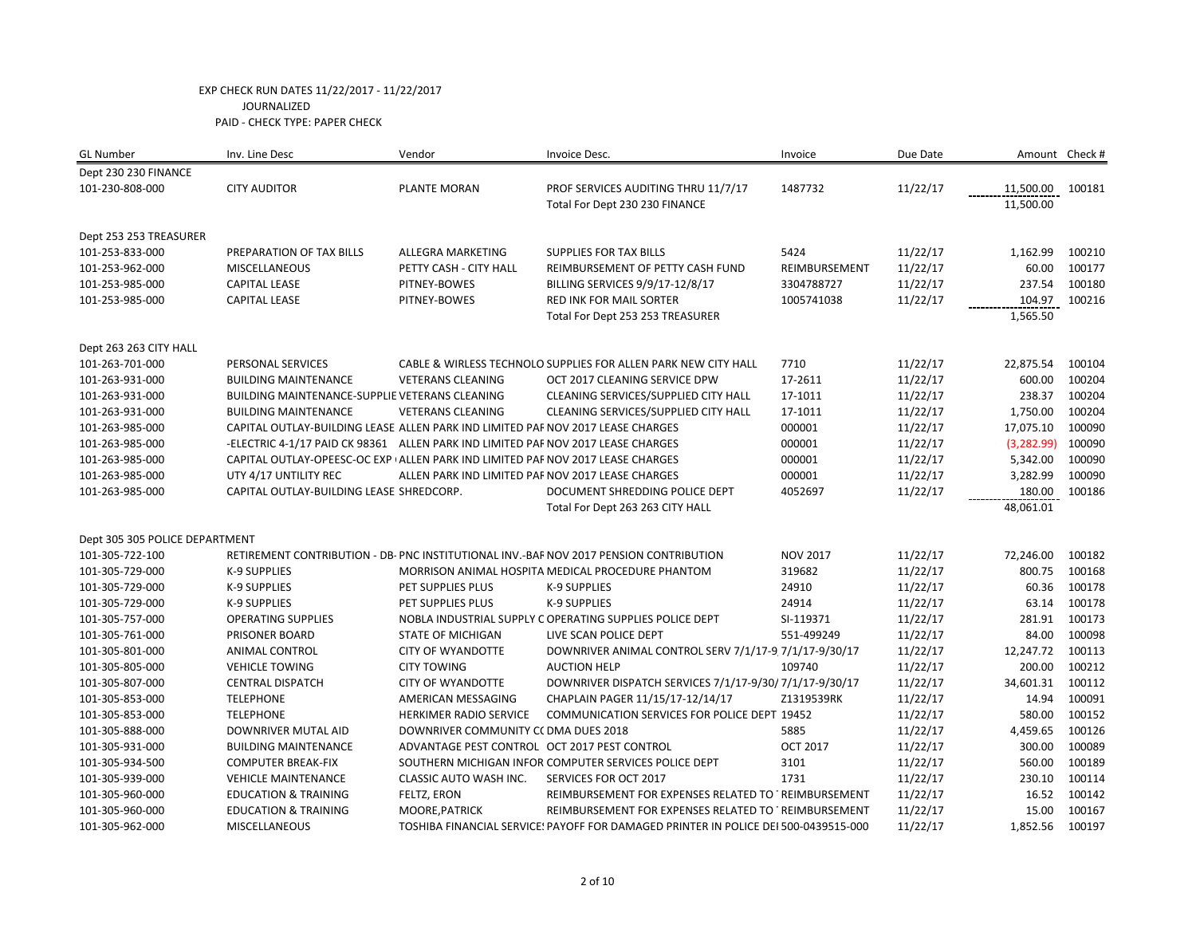EXP CHECK RUN DATES 11/22/2017 - 11/22/2017
JOURNALIZED
PAID - CHECK TYPE: PAPER CHECK

| GL Number | Inv. Line Desc | Vendor | Invoice Desc. | Invoice | Due Date | Amount | Check # |
|---|---|---|---|---|---|---|---|
| Dept 230 230 FINANCE | | | | | | | |
| 101-230-808-000 | CITY AUDITOR | PLANTE MORAN | PROF SERVICES AUDITING THRU 11/7/17 | 1487732 | 11/22/17 | 11,500.00 | 100181 |
| | | | Total For Dept 230 230 FINANCE | | | 11,500.00 | |
| Dept 253 253 TREASURER | | | | | | | |
| 101-253-833-000 | PREPARATION OF TAX BILLS | ALLEGRA MARKETING | SUPPLIES FOR TAX BILLS | 5424 | 11/22/17 | 1,162.99 | 100210 |
| 101-253-962-000 | MISCELLANEOUS | PETTY CASH - CITY HALL | REIMBURSEMENT OF PETTY CASH FUND | REIMBURSEMENT | 11/22/17 | 60.00 | 100177 |
| 101-253-985-000 | CAPITAL LEASE | PITNEY-BOWES | BILLING SERVICES 9/9/17-12/8/17 | 3304788727 | 11/22/17 | 237.54 | 100180 |
| 101-253-985-000 | CAPITAL LEASE | PITNEY-BOWES | RED INK FOR MAIL SORTER | 1005741038 | 11/22/17 | 104.97 | 100216 |
| | | | Total For Dept 253 253 TREASURER | | | 1,565.50 | |
| Dept 263 263 CITY HALL | | | | | | | |
| 101-263-701-000 | PERSONAL SERVICES | CABLE & WIRLESS TECHNOLO | SUPPLIES FOR ALLEN PARK NEW CITY HALL | 7710 | 11/22/17 | 22,875.54 | 100104 |
| 101-263-931-000 | BUILDING MAINTENANCE | VETERANS CLEANING | OCT 2017 CLEANING SERVICE DPW | 17-2611 | 11/22/17 | 600.00 | 100204 |
| 101-263-931-000 | BUILDING MAINTENANCE-SUPPLIE | VETERANS CLEANING | CLEANING SERVICES/SUPPLIED CITY HALL | 17-1011 | 11/22/17 | 238.37 | 100204 |
| 101-263-931-000 | BUILDING MAINTENANCE | VETERANS CLEANING | CLEANING SERVICES/SUPPLIED CITY HALL | 17-1011 | 11/22/17 | 1,750.00 | 100204 |
| 101-263-985-000 | CAPITAL OUTLAY-BUILDING LEASE | ALLEN PARK IND LIMITED PAF | NOV 2017 LEASE CHARGES | 000001 | 11/22/17 | 17,075.10 | 100090 |
| 101-263-985-000 | -ELECTRIC 4-1/17 PAID CK 98361 | ALLEN PARK IND LIMITED PAF | NOV 2017 LEASE CHARGES | 000001 | 11/22/17 | (3,282.99) | 100090 |
| 101-263-985-000 | CAPITAL OUTLAY-OPEESC-OC EXP | ALLEN PARK IND LIMITED PAF | NOV 2017 LEASE CHARGES | 000001 | 11/22/17 | 5,342.00 | 100090 |
| 101-263-985-000 | UTY 4/17 UNTILITY REC | ALLEN PARK IND LIMITED PAF | NOV 2017 LEASE CHARGES | 000001 | 11/22/17 | 3,282.99 | 100090 |
| 101-263-985-000 | CAPITAL OUTLAY-BUILDING LEASE | SHREDCORP. | DOCUMENT SHREDDING POLICE DEPT | 4052697 | 11/22/17 | 180.00 | 100186 |
| | | | Total For Dept 263 263 CITY HALL | | | 48,061.01 | |
| Dept 305 305 POLICE DEPARTMENT | | | | | | | |
| 101-305-722-100 | RETIREMENT CONTRIBUTION - DB- | PNC INSTITUTIONAL INV.-BAF | NOV 2017 PENSION CONTRIBUTION | NOV 2017 | 11/22/17 | 72,246.00 | 100182 |
| 101-305-729-000 | K-9 SUPPLIES | MORRISON ANIMAL HOSPITA | MEDICAL PROCEDURE PHANTOM | 319682 | 11/22/17 | 800.75 | 100168 |
| 101-305-729-000 | K-9 SUPPLIES | PET SUPPLIES PLUS | K-9 SUPPLIES | 24910 | 11/22/17 | 60.36 | 100178 |
| 101-305-729-000 | K-9 SUPPLIES | PET SUPPLIES PLUS | K-9 SUPPLIES | 24914 | 11/22/17 | 63.14 | 100178 |
| 101-305-757-000 | OPERATING SUPPLIES | NOBLA INDUSTRIAL SUPPLY C | OPERATING SUPPLIES POLICE DEPT | SI-119371 | 11/22/17 | 281.91 | 100173 |
| 101-305-761-000 | PRISONER BOARD | STATE OF MICHIGAN | LIVE SCAN POLICE DEPT | 551-499249 | 11/22/17 | 84.00 | 100098 |
| 101-305-801-000 | ANIMAL CONTROL | CITY OF WYANDOTTE | DOWNRIVER ANIMAL CONTROL SERV 7/1/17-9 | 7/1/17-9/30/17 | 11/22/17 | 12,247.72 | 100113 |
| 101-305-805-000 | VEHICLE TOWING | CITY TOWING | AUCTION HELP | 109740 | 11/22/17 | 200.00 | 100212 |
| 101-305-807-000 | CENTRAL DISPATCH | CITY OF WYANDOTTE | DOWNRIVER DISPATCH SERVICES 7/1/17-9/30/ | 7/1/17-9/30/17 | 11/22/17 | 34,601.31 | 100112 |
| 101-305-853-000 | TELEPHONE | AMERICAN MESSAGING | CHAPLAIN PAGER 11/15/17-12/14/17 | Z1319539RK | 11/22/17 | 14.94 | 100091 |
| 101-305-853-000 | TELEPHONE | HERKIMER RADIO SERVICE | COMMUNICATION SERVICES FOR POLICE DEPT | 19452 | 11/22/17 | 580.00 | 100152 |
| 101-305-888-000 | DOWNRIVER MUTAL AID | DOWNRIVER COMMUNITY CC | DMA DUES 2018 | 5885 | 11/22/17 | 4,459.65 | 100126 |
| 101-305-931-000 | BUILDING MAINTENANCE | ADVANTAGE PEST CONTROL | OCT 2017 PEST CONTROL | OCT 2017 | 11/22/17 | 300.00 | 100089 |
| 101-305-934-500 | COMPUTER BREAK-FIX | SOUTHERN MICHIGAN INFOR | COMPUTER SERVICES POLICE DEPT | 3101 | 11/22/17 | 560.00 | 100189 |
| 101-305-939-000 | VEHICLE MAINTENANCE | CLASSIC AUTO WASH INC. | SERVICES FOR OCT 2017 | 1731 | 11/22/17 | 230.10 | 100114 |
| 101-305-960-000 | EDUCATION & TRAINING | FELTZ, ERON | REIMBURSEMENT FOR EXPENSES RELATED TO | REIMBURSEMENT | 11/22/17 | 16.52 | 100142 |
| 101-305-960-000 | EDUCATION & TRAINING | MOORE,PATRICK | REIMBURSEMENT FOR EXPENSES RELATED TO | REIMBURSEMENT | 11/22/17 | 15.00 | 100167 |
| 101-305-962-000 | MISCELLANEOUS | TOSHIBA FINANCIAL SERVICE | PAYOFF FOR DAMAGED PRINTER IN POLICE DEI | 500-0439515-000 | 11/22/17 | 1,852.56 | 100197 |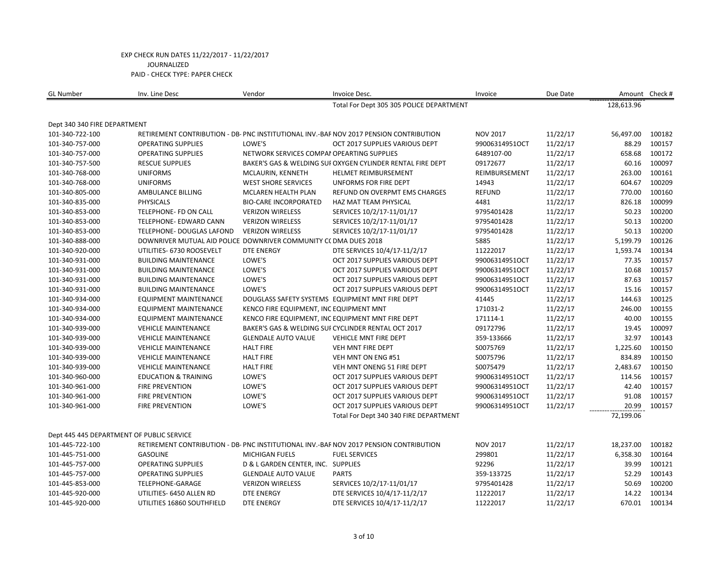EXP CHECK RUN DATES 11/22/2017 - 11/22/2017
JOURNALIZED
PAID - CHECK TYPE: PAPER CHECK

| GL Number | Inv. Line Desc | Vendor | Invoice Desc. | Invoice | Due Date | Amount | Check # |
|---|---|---|---|---|---|---|---|
| | | | Total For Dept 305 305 POLICE DEPARTMENT | | | 128,613.96 | |
| Dept 340 340 FIRE DEPARTMENT | | | | | | | |
| 101-340-722-100 | RETIREMENT CONTRIBUTION - DB- | PNC INSTITUTIONAL INV.-BAF | NOV 2017 PENSION CONTRIBUTION | NOV 2017 | 11/22/17 | 56,497.00 | 100182 |
| 101-340-757-000 | OPERATING SUPPLIES | LOWE'S | OCT 2017 SUPPLIES VARIOUS DEPT | 99006314951OCT | 11/22/17 | 88.29 | 100157 |
| 101-340-757-000 | OPERATING SUPPLIES | NETWORK SERVICES COMPAN | OPEARTING SUPPLIES | 6489107-00 | 11/22/17 | 658.68 | 100172 |
| 101-340-757-500 | RESCUE SUPPLIES | BAKER'S GAS & WELDING SUF | OXYGEN CYLINDER RENTAL FIRE DEPT | 09172677 | 11/22/17 | 60.16 | 100097 |
| 101-340-768-000 | UNIFORMS | MCLAURIN, KENNETH | HELMET REIMBURSEMENT | REIMBURSEMENT | 11/22/17 | 263.00 | 100161 |
| 101-340-768-000 | UNIFORMS | WEST SHORE SERVICES | UNFORMS FOR FIRE DEPT | 14943 | 11/22/17 | 604.67 | 100209 |
| 101-340-805-000 | AMBULANCE BILLING | MCLAREN HEALTH PLAN | REFUND ON OVERPMT EMS CHARGES | REFUND | 11/22/17 | 770.00 | 100160 |
| 101-340-835-000 | PHYSICALS | BIO-CARE INCORPORATED | HAZ MAT TEAM PHYSICAL | 4481 | 11/22/17 | 826.18 | 100099 |
| 101-340-853-000 | TELEPHONE- FD ON CALL | VERIZON WIRELESS | SERVICES 10/2/17-11/01/17 | 9795401428 | 11/22/17 | 50.23 | 100200 |
| 101-340-853-000 | TELEPHONE- EDWARD CANN | VERIZON WIRELESS | SERVICES 10/2/17-11/01/17 | 9795401428 | 11/22/17 | 50.13 | 100200 |
| 101-340-853-000 | TELEPHONE- DOUGLAS LAFOND | VERIZON WIRELESS | SERVICES 10/2/17-11/01/17 | 9795401428 | 11/22/17 | 50.13 | 100200 |
| 101-340-888-000 | DOWNRIVER MUTUAL AID POLICE | DOWNRIVER COMMUNITY CC | DMA DUES 2018 | 5885 | 11/22/17 | 5,199.79 | 100126 |
| 101-340-920-000 | UTILITIES- 6730 ROOSEVELT | DTE ENERGY | DTE SERVICES 10/4/17-11/2/17 | 11222017 | 11/22/17 | 1,593.74 | 100134 |
| 101-340-931-000 | BUILDING MAINTENANCE | LOWE'S | OCT 2017 SUPPLIES VARIOUS DEPT | 99006314951OCT | 11/22/17 | 77.35 | 100157 |
| 101-340-931-000 | BUILDING MAINTENANCE | LOWE'S | OCT 2017 SUPPLIES VARIOUS DEPT | 99006314951OCT | 11/22/17 | 10.68 | 100157 |
| 101-340-931-000 | BUILDING MAINTENANCE | LOWE'S | OCT 2017 SUPPLIES VARIOUS DEPT | 99006314951OCT | 11/22/17 | 87.63 | 100157 |
| 101-340-931-000 | BUILDING MAINTENANCE | LOWE'S | OCT 2017 SUPPLIES VARIOUS DEPT | 99006314951OCT | 11/22/17 | 15.16 | 100157 |
| 101-340-934-000 | EQUIPMENT MAINTENANCE | DOUGLASS SAFETY SYSTEMS | EQUIPMENT MNT FIRE DEPT | 41445 | 11/22/17 | 144.63 | 100125 |
| 101-340-934-000 | EQUIPMENT MAINTENANCE | KENCO FIRE EQUIPMENT, INC | EQUIPMENT MNT | 171031-2 | 11/22/17 | 246.00 | 100155 |
| 101-340-934-000 | EQUIPMENT MAINTENANCE | KENCO FIRE EQUIPMENT, INC | EQUIPMENT MNT FIRE DEPT | 171114-1 | 11/22/17 | 40.00 | 100155 |
| 101-340-939-000 | VEHICLE MAINTENANCE | BAKER'S GAS & WELDING SUF | CYCLINDER RENTAL OCT 2017 | 09172796 | 11/22/17 | 19.45 | 100097 |
| 101-340-939-000 | VEHICLE MAINTENANCE | GLENDALE AUTO VALUE | VEHICLE MNT FIRE DEPT | 359-133666 | 11/22/17 | 32.97 | 100143 |
| 101-340-939-000 | VEHICLE MAINTENANCE | HALT FIRE | VEH MNT FIRE DEPT | S0075769 | 11/22/17 | 1,225.60 | 100150 |
| 101-340-939-000 | VEHICLE MAINTENANCE | HALT FIRE | VEH MNT ON ENG #51 | S0075796 | 11/22/17 | 834.89 | 100150 |
| 101-340-939-000 | VEHICLE MAINTENANCE | HALT FIRE | VEH MNT ONENG 51 FIRE DEPT | S0075479 | 11/22/17 | 2,483.67 | 100150 |
| 101-340-960-000 | EDUCATION & TRAINING | LOWE'S | OCT 2017 SUPPLIES VARIOUS DEPT | 99006314951OCT | 11/22/17 | 114.56 | 100157 |
| 101-340-961-000 | FIRE PREVENTION | LOWE'S | OCT 2017 SUPPLIES VARIOUS DEPT | 99006314951OCT | 11/22/17 | 42.40 | 100157 |
| 101-340-961-000 | FIRE PREVENTION | LOWE'S | OCT 2017 SUPPLIES VARIOUS DEPT | 99006314951OCT | 11/22/17 | 91.08 | 100157 |
| 101-340-961-000 | FIRE PREVENTION | LOWE'S | OCT 2017 SUPPLIES VARIOUS DEPT | 99006314951OCT | 11/22/17 | 20.99 | 100157 |
| | | | Total For Dept 340 340 FIRE DEPARTMENT | | | 72,199.06 | |
| Dept 445 445 DEPARTMENT OF PUBLIC SERVICE | | | | | | | |
| 101-445-722-100 | RETIREMENT CONTRIBUTION - DB- | PNC INSTITUTIONAL INV.-BAF | NOV 2017 PENSION CONTRIBUTION | NOV 2017 | 11/22/17 | 18,237.00 | 100182 |
| 101-445-751-000 | GASOLINE | MICHIGAN FUELS | FUEL SERVICES | 299801 | 11/22/17 | 6,358.30 | 100164 |
| 101-445-757-000 | OPERATING SUPPLIES | D & L GARDEN CENTER, INC. | SUPPLIES | 92296 | 11/22/17 | 39.99 | 100121 |
| 101-445-757-000 | OPERATING SUPPLIES | GLENDALE AUTO VALUE | PARTS | 359-133725 | 11/22/17 | 52.29 | 100143 |
| 101-445-853-000 | TELEPHONE-GARAGE | VERIZON WIRELESS | SERVICES 10/2/17-11/01/17 | 9795401428 | 11/22/17 | 50.69 | 100200 |
| 101-445-920-000 | UTILITIES- 6450 ALLEN RD | DTE ENERGY | DTE SERVICES 10/4/17-11/2/17 | 11222017 | 11/22/17 | 14.22 | 100134 |
| 101-445-920-000 | UTILITIES 16860 SOUTHFIELD | DTE ENERGY | DTE SERVICES 10/4/17-11/2/17 | 11222017 | 11/22/17 | 670.01 | 100134 |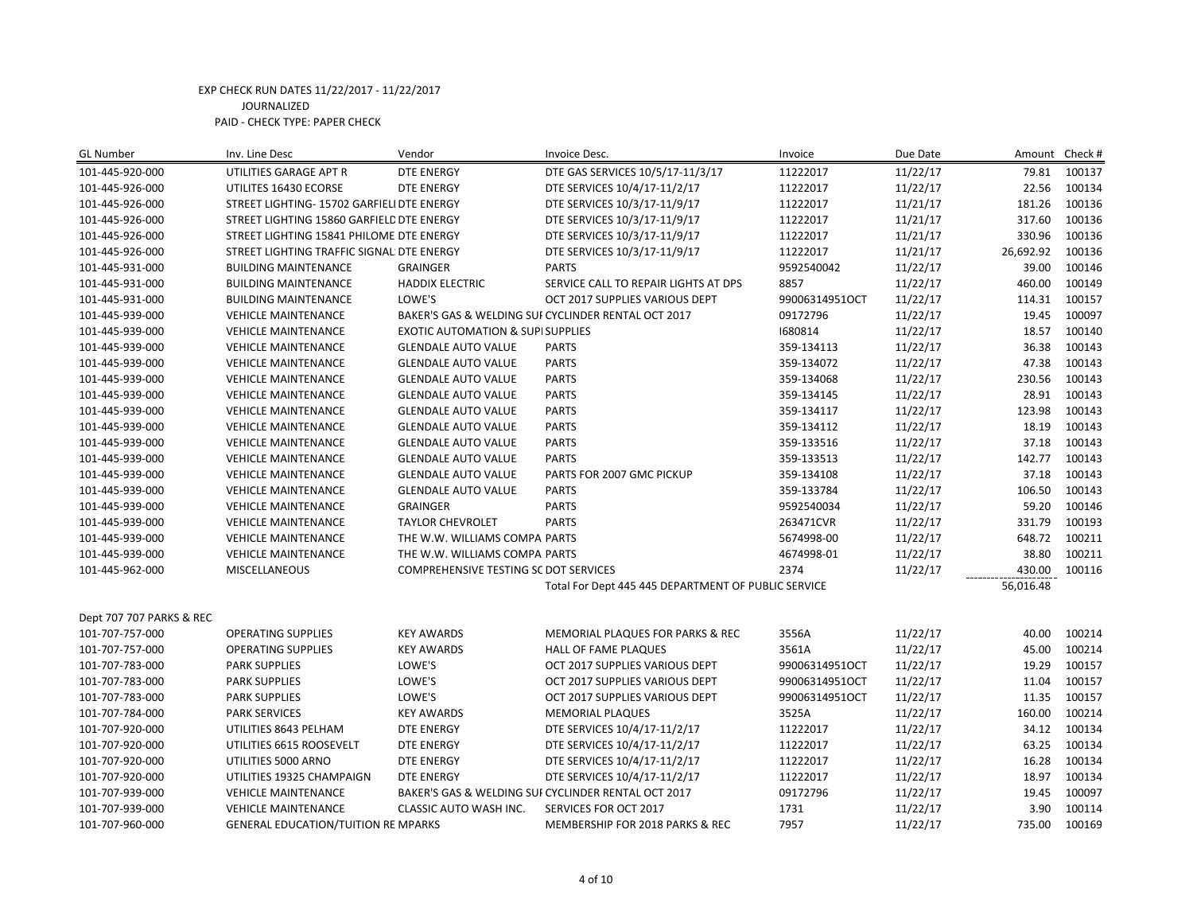EXP CHECK RUN DATES 11/22/2017 - 11/22/2017
JOURNALIZED
PAID - CHECK TYPE: PAPER CHECK

| GL Number | Inv. Line Desc | Vendor | Invoice Desc. | Invoice | Due Date | Amount | Check # |
|---|---|---|---|---|---|---|---|
| 101-445-920-000 | UTILITIES GARAGE APT R | DTE ENERGY | DTE GAS SERVICES 10/5/17-11/3/17 | 11222017 | 11/22/17 | 79.81 | 100137 |
| 101-445-926-000 | UTILITES 16430 ECORSE | DTE ENERGY | DTE SERVICES 10/4/17-11/2/17 | 11222017 | 11/22/17 | 22.56 | 100134 |
| 101-445-926-000 | STREET LIGHTING- 15702 GARFIELI | DTE ENERGY | DTE SERVICES 10/3/17-11/9/17 | 11222017 | 11/21/17 | 181.26 | 100136 |
| 101-445-926-000 | STREET LIGHTING 15860 GARFIELD | DTE ENERGY | DTE SERVICES 10/3/17-11/9/17 | 11222017 | 11/21/17 | 317.60 | 100136 |
| 101-445-926-000 | STREET LIGHTING 15841 PHILOME | DTE ENERGY | DTE SERVICES 10/3/17-11/9/17 | 11222017 | 11/21/17 | 330.96 | 100136 |
| 101-445-926-000 | STREET LIGHTING TRAFFIC SIGNAL | DTE ENERGY | DTE SERVICES 10/3/17-11/9/17 | 11222017 | 11/21/17 | 26,692.92 | 100136 |
| 101-445-931-000 | BUILDING MAINTENANCE | GRAINGER | PARTS | 9592540042 | 11/22/17 | 39.00 | 100146 |
| 101-445-931-000 | BUILDING MAINTENANCE | HADDIX ELECTRIC | SERVICE CALL TO REPAIR LIGHTS AT DPS | 8857 | 11/22/17 | 460.00 | 100149 |
| 101-445-931-000 | BUILDING MAINTENANCE | LOWE'S | OCT 2017 SUPPLIES VARIOUS DEPT | 99006314951OCT | 11/22/17 | 114.31 | 100157 |
| 101-445-939-000 | VEHICLE MAINTENANCE | BAKER'S GAS & WELDING SUI | CYCLINDER RENTAL OCT 2017 | 09172796 | 11/22/17 | 19.45 | 100097 |
| 101-445-939-000 | VEHICLE MAINTENANCE | EXOTIC AUTOMATION & SUPI | SUPPLIES | I680814 | 11/22/17 | 18.57 | 100140 |
| 101-445-939-000 | VEHICLE MAINTENANCE | GLENDALE AUTO VALUE | PARTS | 359-134113 | 11/22/17 | 36.38 | 100143 |
| 101-445-939-000 | VEHICLE MAINTENANCE | GLENDALE AUTO VALUE | PARTS | 359-134072 | 11/22/17 | 47.38 | 100143 |
| 101-445-939-000 | VEHICLE MAINTENANCE | GLENDALE AUTO VALUE | PARTS | 359-134068 | 11/22/17 | 230.56 | 100143 |
| 101-445-939-000 | VEHICLE MAINTENANCE | GLENDALE AUTO VALUE | PARTS | 359-134145 | 11/22/17 | 28.91 | 100143 |
| 101-445-939-000 | VEHICLE MAINTENANCE | GLENDALE AUTO VALUE | PARTS | 359-134117 | 11/22/17 | 123.98 | 100143 |
| 101-445-939-000 | VEHICLE MAINTENANCE | GLENDALE AUTO VALUE | PARTS | 359-134112 | 11/22/17 | 18.19 | 100143 |
| 101-445-939-000 | VEHICLE MAINTENANCE | GLENDALE AUTO VALUE | PARTS | 359-133516 | 11/22/17 | 37.18 | 100143 |
| 101-445-939-000 | VEHICLE MAINTENANCE | GLENDALE AUTO VALUE | PARTS | 359-133513 | 11/22/17 | 142.77 | 100143 |
| 101-445-939-000 | VEHICLE MAINTENANCE | GLENDALE AUTO VALUE | PARTS FOR 2007 GMC PICKUP | 359-134108 | 11/22/17 | 37.18 | 100143 |
| 101-445-939-000 | VEHICLE MAINTENANCE | GLENDALE AUTO VALUE | PARTS | 359-133784 | 11/22/17 | 106.50 | 100143 |
| 101-445-939-000 | VEHICLE MAINTENANCE | GRAINGER | PARTS | 9592540034 | 11/22/17 | 59.20 | 100146 |
| 101-445-939-000 | VEHICLE MAINTENANCE | TAYLOR CHEVROLET | PARTS | 263471CVR | 11/22/17 | 331.79 | 100193 |
| 101-445-939-000 | VEHICLE MAINTENANCE | THE W.W. WILLIAMS COMPA | PARTS | 5674998-00 | 11/22/17 | 648.72 | 100211 |
| 101-445-939-000 | VEHICLE MAINTENANCE | THE W.W. WILLIAMS COMPA | PARTS | 4674998-01 | 11/22/17 | 38.80 | 100211 |
| 101-445-962-000 | MISCELLANEOUS | COMPREHENSIVE TESTING SC | DOT SERVICES | 2374 | 11/22/17 | 430.00 | 100116 |
| | | | Total For Dept 445 445 DEPARTMENT OF PUBLIC SERVICE | | | 56,016.48 | |
| Dept 707 707 PARKS & REC | | | | | | | |
| 101-707-757-000 | OPERATING SUPPLIES | KEY AWARDS | MEMORIAL PLAQUES FOR PARKS & REC | 3556A | 11/22/17 | 40.00 | 100214 |
| 101-707-757-000 | OPERATING SUPPLIES | KEY AWARDS | HALL OF FAME PLAQUES | 3561A | 11/22/17 | 45.00 | 100214 |
| 101-707-783-000 | PARK SUPPLIES | LOWE'S | OCT 2017 SUPPLIES VARIOUS DEPT | 99006314951OCT | 11/22/17 | 19.29 | 100157 |
| 101-707-783-000 | PARK SUPPLIES | LOWE'S | OCT 2017 SUPPLIES VARIOUS DEPT | 99006314951OCT | 11/22/17 | 11.04 | 100157 |
| 101-707-783-000 | PARK SUPPLIES | LOWE'S | OCT 2017 SUPPLIES VARIOUS DEPT | 99006314951OCT | 11/22/17 | 11.35 | 100157 |
| 101-707-784-000 | PARK SERVICES | KEY AWARDS | MEMORIAL PLAQUES | 3525A | 11/22/17 | 160.00 | 100214 |
| 101-707-920-000 | UTILITIES 8643 PELHAM | DTE ENERGY | DTE SERVICES 10/4/17-11/2/17 | 11222017 | 11/22/17 | 34.12 | 100134 |
| 101-707-920-000 | UTILITIES 6615 ROOSEVELT | DTE ENERGY | DTE SERVICES 10/4/17-11/2/17 | 11222017 | 11/22/17 | 63.25 | 100134 |
| 101-707-920-000 | UTILITIES 5000 ARNO | DTE ENERGY | DTE SERVICES 10/4/17-11/2/17 | 11222017 | 11/22/17 | 16.28 | 100134 |
| 101-707-920-000 | UTILITIES 19325 CHAMPAIGN | DTE ENERGY | DTE SERVICES 10/4/17-11/2/17 | 11222017 | 11/22/17 | 18.97 | 100134 |
| 101-707-939-000 | VEHICLE MAINTENANCE | BAKER'S GAS & WELDING SUI | CYCLINDER RENTAL OCT 2017 | 09172796 | 11/22/17 | 19.45 | 100097 |
| 101-707-939-000 | VEHICLE MAINTENANCE | CLASSIC AUTO WASH INC. | SERVICES FOR OCT 2017 | 1731 | 11/22/17 | 3.90 | 100114 |
| 101-707-960-000 | GENERAL EDUCATION/TUITION RE | MPARKS | MEMBERSHIP FOR 2018 PARKS & REC | 7957 | 11/22/17 | 735.00 | 100169 |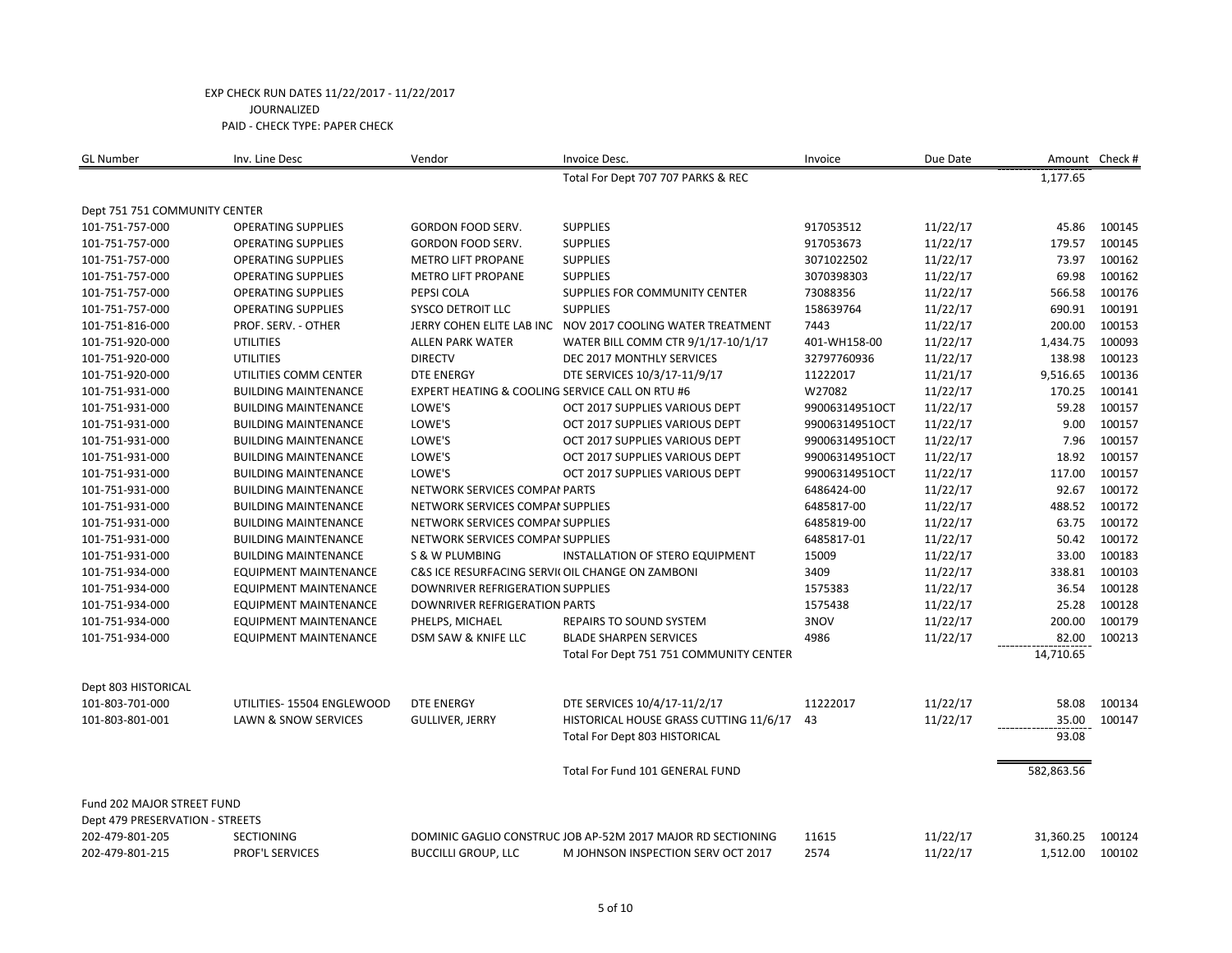EXP CHECK RUN DATES 11/22/2017 - 11/22/2017
JOURNALIZED
PAID - CHECK TYPE: PAPER CHECK

| GL Number | Inv. Line Desc | Vendor | Invoice Desc. | Invoice | Due Date | Amount | Check # |
|---|---|---|---|---|---|---|---|
| | | | Total For Dept 707 707 PARKS & REC | | | 1,177.65 | |
| Dept 751 751 COMMUNITY CENTER | | | | | | | |
| 101-751-757-000 | OPERATING SUPPLIES | GORDON FOOD SERV. | SUPPLIES | 917053512 | 11/22/17 | 45.86 | 100145 |
| 101-751-757-000 | OPERATING SUPPLIES | GORDON FOOD SERV. | SUPPLIES | 917053673 | 11/22/17 | 179.57 | 100145 |
| 101-751-757-000 | OPERATING SUPPLIES | METRO LIFT PROPANE | SUPPLIES | 3071022502 | 11/22/17 | 73.97 | 100162 |
| 101-751-757-000 | OPERATING SUPPLIES | METRO LIFT PROPANE | SUPPLIES | 3070398303 | 11/22/17 | 69.98 | 100162 |
| 101-751-757-000 | OPERATING SUPPLIES | PEPSI COLA | SUPPLIES FOR COMMUNITY CENTER | 73088356 | 11/22/17 | 566.58 | 100176 |
| 101-751-757-000 | OPERATING SUPPLIES | SYSCO DETROIT LLC | SUPPLIES | 158639764 | 11/22/17 | 690.91 | 100191 |
| 101-751-816-000 | PROF. SERV. - OTHER | JERRY COHEN ELITE LAB INC | NOV 2017 COOLING WATER TREATMENT | 7443 | 11/22/17 | 200.00 | 100153 |
| 101-751-920-000 | UTILITIES | ALLEN PARK WATER | WATER BILL COMM CTR 9/1/17-10/1/17 | 401-WH158-00 | 11/22/17 | 1,434.75 | 100093 |
| 101-751-920-000 | UTILITIES | DIRECTV | DEC 2017 MONTHLY SERVICES | 32797760936 | 11/22/17 | 138.98 | 100123 |
| 101-751-920-000 | UTILITIES COMM CENTER | DTE ENERGY | DTE SERVICES 10/3/17-11/9/17 | 11222017 | 11/21/17 | 9,516.65 | 100136 |
| 101-751-931-000 | BUILDING MAINTENANCE | EXPERT HEATING & COOLING | SERVICE CALL ON RTU #6 | W27082 | 11/22/17 | 170.25 | 100141 |
| 101-751-931-000 | BUILDING MAINTENANCE | LOWE'S | OCT 2017 SUPPLIES VARIOUS DEPT | 99006314951OCT | 11/22/17 | 59.28 | 100157 |
| 101-751-931-000 | BUILDING MAINTENANCE | LOWE'S | OCT 2017 SUPPLIES VARIOUS DEPT | 99006314951OCT | 11/22/17 | 9.00 | 100157 |
| 101-751-931-000 | BUILDING MAINTENANCE | LOWE'S | OCT 2017 SUPPLIES VARIOUS DEPT | 99006314951OCT | 11/22/17 | 7.96 | 100157 |
| 101-751-931-000 | BUILDING MAINTENANCE | LOWE'S | OCT 2017 SUPPLIES VARIOUS DEPT | 99006314951OCT | 11/22/17 | 18.92 | 100157 |
| 101-751-931-000 | BUILDING MAINTENANCE | LOWE'S | OCT 2017 SUPPLIES VARIOUS DEPT | 99006314951OCT | 11/22/17 | 117.00 | 100157 |
| 101-751-931-000 | BUILDING MAINTENANCE | NETWORK SERVICES COMPAI | PARTS | 6486424-00 | 11/22/17 | 92.67 | 100172 |
| 101-751-931-000 | BUILDING MAINTENANCE | NETWORK SERVICES COMPAI | SUPPLIES | 6485817-00 | 11/22/17 | 488.52 | 100172 |
| 101-751-931-000 | BUILDING MAINTENANCE | NETWORK SERVICES COMPAI | SUPPLIES | 6485819-00 | 11/22/17 | 63.75 | 100172 |
| 101-751-931-000 | BUILDING MAINTENANCE | NETWORK SERVICES COMPAI | SUPPLIES | 6485817-01 | 11/22/17 | 50.42 | 100172 |
| 101-751-931-000 | BUILDING MAINTENANCE | S & W PLUMBING | INSTALLATION OF STERO EQUIPMENT | 15009 | 11/22/17 | 33.00 | 100183 |
| 101-751-934-000 | EQUIPMENT MAINTENANCE | C&S ICE RESURFACING SERVI | OIL CHANGE ON ZAMBONI | 3409 | 11/22/17 | 338.81 | 100103 |
| 101-751-934-000 | EQUIPMENT MAINTENANCE | DOWNRIVER REFRIGERATION | SUPPLIES | 1575383 | 11/22/17 | 36.54 | 100128 |
| 101-751-934-000 | EQUIPMENT MAINTENANCE | DOWNRIVER REFRIGERATION | PARTS | 1575438 | 11/22/17 | 25.28 | 100128 |
| 101-751-934-000 | EQUIPMENT MAINTENANCE | PHELPS, MICHAEL | REPAIRS TO SOUND SYSTEM | 3NOV | 11/22/17 | 200.00 | 100179 |
| 101-751-934-000 | EQUIPMENT MAINTENANCE | DSM SAW & KNIFE LLC | BLADE SHARPEN SERVICES | 4986 | 11/22/17 | 82.00 | 100213 |
| | | | Total For Dept 751 751 COMMUNITY CENTER | | | 14,710.65 | |
| Dept 803 HISTORICAL | | | | | | | |
| 101-803-701-000 | UTILITIES- 15504 ENGLEWOOD | DTE ENERGY | DTE SERVICES 10/4/17-11/2/17 | 11222017 | 11/22/17 | 58.08 | 100134 |
| 101-803-801-001 | LAWN & SNOW SERVICES | GULLIVER, JERRY | HISTORICAL HOUSE GRASS CUTTING 11/6/17 | 43 | 11/22/17 | 35.00 | 100147 |
| | | | Total For Dept 803 HISTORICAL | | | 93.08 | |
| | | | Total For Fund 101 GENERAL FUND | | | 582,863.56 | |
| Fund 202 MAJOR STREET FUND | | | | | | | |
| Dept 479 PRESERVATION - STREETS | | | | | | | |
| 202-479-801-205 | SECTIONING | DOMINIC GAGLIO CONSTRUC | JOB AP-52M 2017 MAJOR RD SECTIONING | 11615 | 11/22/17 | 31,360.25 | 100124 |
| 202-479-801-215 | PROF'L SERVICES | BUCCILLI GROUP, LLC | M JOHNSON INSPECTION SERV OCT 2017 | 2574 | 11/22/17 | 1,512.00 | 100102 |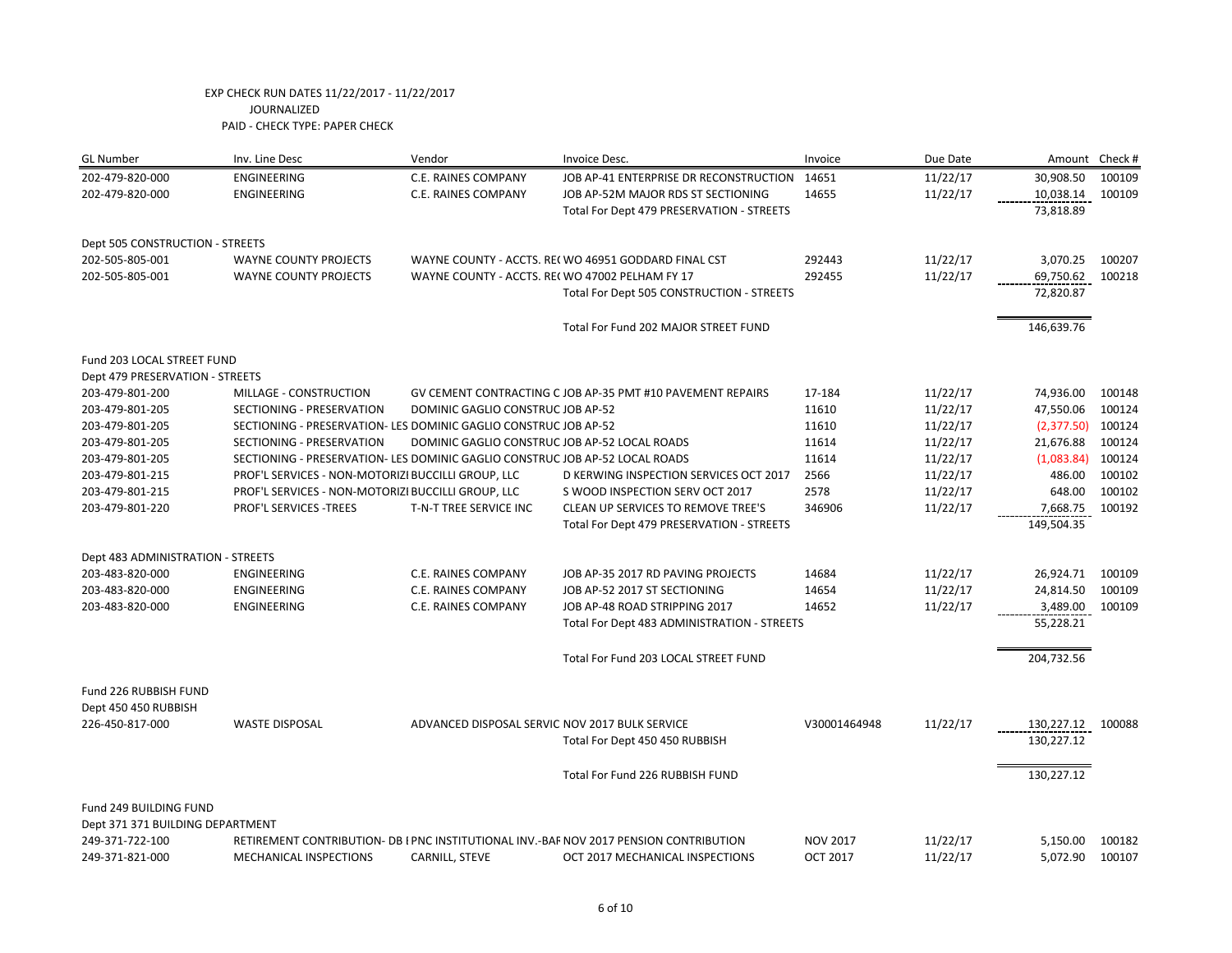EXP CHECK RUN DATES 11/22/2017 - 11/22/2017
JOURNALIZED
PAID - CHECK TYPE: PAPER CHECK

| GL Number | Inv. Line Desc | Vendor | Invoice Desc. | Invoice | Due Date | Amount | Check # |
|---|---|---|---|---|---|---|---|
| 202-479-820-000 | ENGINEERING | C.E. RAINES COMPANY | JOB AP-41 ENTERPRISE DR RECONSTRUCTION | 14651 | 11/22/17 | 30,908.50 | 100109 |
| 202-479-820-000 | ENGINEERING | C.E. RAINES COMPANY | JOB AP-52M MAJOR RDS ST SECTIONING | 14655 | 11/22/17 | 10,038.14 | 100109 |
| | | | Total For Dept 479 PRESERVATION - STREETS | | | 73,818.89 | |
| Dept 505 CONSTRUCTION - STREETS | | | | | | | |
| 202-505-805-001 | WAYNE COUNTY PROJECTS | WAYNE COUNTY - ACCTS. RE( | WO 46951 GODDARD FINAL CST | 292443 | 11/22/17 | 3,070.25 | 100207 |
| 202-505-805-001 | WAYNE COUNTY PROJECTS | WAYNE COUNTY - ACCTS. RE( | WO 47002 PELHAM FY 17 | 292455 | 11/22/17 | 69,750.62 | 100218 |
| | | | Total For Dept 505 CONSTRUCTION - STREETS | | | 72,820.87 | |
| | | | Total For Fund 202 MAJOR STREET FUND | | | 146,639.76 | |
| Fund 203 LOCAL STREET FUND | | | | | | | |
| Dept 479 PRESERVATION - STREETS | | | | | | | |
| 203-479-801-200 | MILLAGE - CONSTRUCTION | GV CEMENT CONTRACTING C | JOB AP-35 PMT #10 PAVEMENT REPAIRS | 17-184 | 11/22/17 | 74,936.00 | 100148 |
| 203-479-801-205 | SECTIONING - PRESERVATION | DOMINIC GAGLIO CONSTRUC | JOB AP-52 | 11610 | 11/22/17 | 47,550.06 | 100124 |
| 203-479-801-205 | SECTIONING - PRESERVATION- LES | DOMINIC GAGLIO CONSTRUC | JOB AP-52 | 11610 | 11/22/17 | (2,377.50) | 100124 |
| 203-479-801-205 | SECTIONING - PRESERVATION | DOMINIC GAGLIO CONSTRUC | JOB AP-52 LOCAL ROADS | 11614 | 11/22/17 | 21,676.88 | 100124 |
| 203-479-801-205 | SECTIONING - PRESERVATION- LES | DOMINIC GAGLIO CONSTRUC | JOB AP-52 LOCAL ROADS | 11614 | 11/22/17 | (1,083.84) | 100124 |
| 203-479-801-215 | PROF'L SERVICES - NON-MOTORIZI | BUCCILLI GROUP, LLC | D KERWING INSPECTION SERVICES OCT 2017 | 2566 | 11/22/17 | 486.00 | 100102 |
| 203-479-801-215 | PROF'L SERVICES - NON-MOTORIZI | BUCCILLI GROUP, LLC | S WOOD INSPECTION SERV OCT 2017 | 2578 | 11/22/17 | 648.00 | 100102 |
| 203-479-801-220 | PROF'L SERVICES -TREES | T-N-T TREE SERVICE INC | CLEAN UP SERVICES TO REMOVE TREE'S | 346906 | 11/22/17 | 7,668.75 | 100192 |
| | | | Total For Dept 479 PRESERVATION - STREETS | | | 149,504.35 | |
| Dept 483 ADMINISTRATION - STREETS | | | | | | | |
| 203-483-820-000 | ENGINEERING | C.E. RAINES COMPANY | JOB AP-35 2017 RD PAVING PROJECTS | 14684 | 11/22/17 | 26,924.71 | 100109 |
| 203-483-820-000 | ENGINEERING | C.E. RAINES COMPANY | JOB AP-52 2017 ST SECTIONING | 14654 | 11/22/17 | 24,814.50 | 100109 |
| 203-483-820-000 | ENGINEERING | C.E. RAINES COMPANY | JOB AP-48 ROAD STRIPPING 2017 | 14652 | 11/22/17 | 3,489.00 | 100109 |
| | | | Total For Dept 483 ADMINISTRATION - STREETS | | | 55,228.21 | |
| | | | Total For Fund 203 LOCAL STREET FUND | | | 204,732.56 | |
| Fund 226 RUBBISH FUND | | | | | | | |
| Dept 450 450 RUBBISH | | | | | | | |
| 226-450-817-000 | WASTE DISPOSAL | ADVANCED DISPOSAL SERVIC | NOV 2017 BULK SERVICE | V30001464948 | 11/22/17 | 130,227.12 | 100088 |
| | | | Total For Dept 450 450 RUBBISH | | | 130,227.12 | |
| | | | Total For Fund 226 RUBBISH FUND | | | 130,227.12 | |
| Fund 249 BUILDING FUND | | | | | | | |
| Dept 371 371 BUILDING DEPARTMENT | | | | | | | |
| 249-371-722-100 | RETIREMENT CONTRIBUTION- DB I | PNC INSTITUTIONAL INV.-BAF | NOV 2017 PENSION CONTRIBUTION | NOV 2017 | 11/22/17 | 5,150.00 | 100182 |
| 249-371-821-000 | MECHANICAL INSPECTIONS | CARNILL, STEVE | OCT 2017 MECHANICAL INSPECTIONS | OCT 2017 | 11/22/17 | 5,072.90 | 100107 |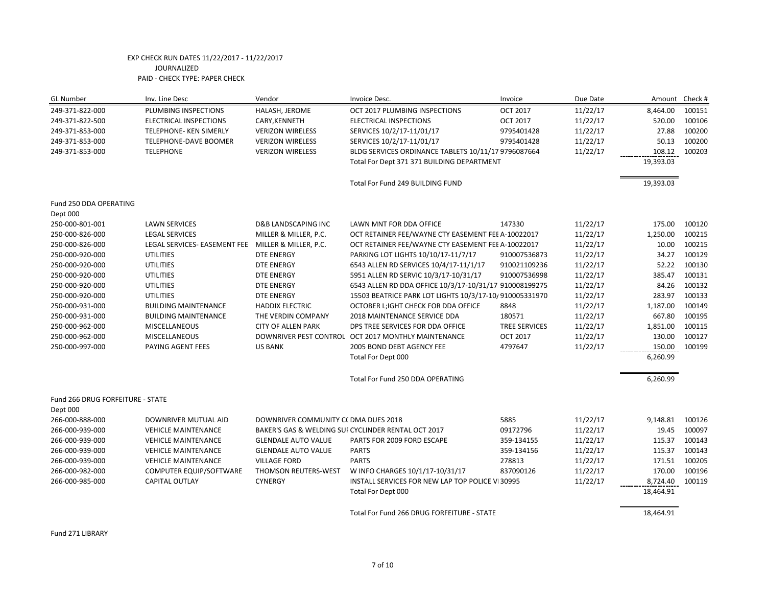EXP CHECK RUN DATES 11/22/2017 - 11/22/2017
JOURNALIZED
PAID - CHECK TYPE: PAPER CHECK

| GL Number | Inv. Line Desc | Vendor | Invoice Desc. | Invoice | Due Date | Amount | Check # |
|---|---|---|---|---|---|---|---|
| 249-371-822-000 | PLUMBING INSPECTIONS | HALASH, JEROME | OCT 2017 PLUMBING INSPECTIONS | OCT 2017 | 11/22/17 | 8,464.00 | 100151 |
| 249-371-822-500 | ELECTRICAL INSPECTIONS | CARY,KENNETH | ELECTRICAL INSPECTIONS | OCT 2017 | 11/22/17 | 520.00 | 100106 |
| 249-371-853-000 | TELEPHONE- KEN SIMERLY | VERIZON WIRELESS | SERVICES 10/2/17-11/01/17 | 9795401428 | 11/22/17 | 27.88 | 100200 |
| 249-371-853-000 | TELEPHONE-DAVE BOOMER | VERIZON WIRELESS | SERVICES 10/2/17-11/01/17 | 9795401428 | 11/22/17 | 50.13 | 100200 |
| 249-371-853-000 | TELEPHONE | VERIZON WIRELESS | BLDG SERVICES ORDINANCE TABLETS 10/11/17 | 9796087664 | 11/22/17 | 108.12 | 100203 |
| | | | Total For Dept 371 371 BUILDING DEPARTMENT | | | 19,393.03 | |
| | | | | | | | |
| | | | Total For Fund 249 BUILDING FUND | | | 19,393.03 | |
| | | | | | | | |
| Fund 250 DDA OPERATING | | | | | | | |
| Dept 000 | | | | | | | |
| 250-000-801-001 | LAWN SERVICES | D&B LANDSCAPING INC | LAWN MNT FOR DDA OFFICE | 147330 | 11/22/17 | 175.00 | 100120 |
| 250-000-826-000 | LEGAL SERVICES | MILLER & MILLER, P.C. | OCT RETAINER FEE/WAYNE CTY EASEMENT FEE | A-10022017 | 11/22/17 | 1,250.00 | 100215 |
| 250-000-826-000 | LEGAL SERVICES- EASEMENT FEE | MILLER & MILLER, P.C. | OCT RETAINER FEE/WAYNE CTY EASEMENT FEE | A-10022017 | 11/22/17 | 10.00 | 100215 |
| 250-000-920-000 | UTILITIES | DTE ENERGY | PARKING LOT LIGHTS 10/10/17-11/7/17 | 910007536873 | 11/22/17 | 34.27 | 100129 |
| 250-000-920-000 | UTILITIES | DTE ENERGY | 6543 ALLEN RD SERVICES 10/4/17-11/1/17 | 910021109236 | 11/22/17 | 52.22 | 100130 |
| 250-000-920-000 | UTILITIES | DTE ENERGY | 5951 ALLEN RD SERVIC 10/3/17-10/31/17 | 910007536998 | 11/22/17 | 385.47 | 100131 |
| 250-000-920-000 | UTILITIES | DTE ENERGY | 6543 ALLEN RD DDA OFFICE 10/3/17-10/31/17 | 910008199275 | 11/22/17 | 84.26 | 100132 |
| 250-000-920-000 | UTILITIES | DTE ENERGY | 15503 BEATRICE PARK LOT LIGHTS 10/3/17-10/ | 910005331970 | 11/22/17 | 283.97 | 100133 |
| 250-000-931-000 | BUILDING MAINTENANCE | HADDIX ELECTRIC | OCTOBER L;IGHT CHECK FOR DDA OFFICE | 8848 | 11/22/17 | 1,187.00 | 100149 |
| 250-000-931-000 | BUILDING MAINTENANCE | THE VERDIN COMPANY | 2018 MAINTENANCE SERVICE DDA | 180571 | 11/22/17 | 667.80 | 100195 |
| 250-000-962-000 | MISCELLANEOUS | CITY OF ALLEN PARK | DPS TREE SERVICES FOR DDA OFFICE | TREE SERVICES | 11/22/17 | 1,851.00 | 100115 |
| 250-000-962-000 | MISCELLANEOUS | DOWNRIVER PEST CONTROL | OCT 2017 MONTHLY MAINTENANCE | OCT 2017 | 11/22/17 | 130.00 | 100127 |
| 250-000-997-000 | PAYING AGENT FEES | US BANK | 2005 BOND DEBT AGENCY FEE | 4797647 | 11/22/17 | 150.00 | 100199 |
| | | | Total For Dept 000 | | | 6,260.99 | |
| | | | | | | | |
| | | | Total For Fund 250 DDA OPERATING | | | 6,260.99 | |
| | | | | | | | |
| Fund 266 DRUG FORFEITURE - STATE | | | | | | | |
| Dept 000 | | | | | | | |
| 266-000-888-000 | DOWNRIVER MUTUAL AID | DOWNRIVER COMMUNITY CO | DMA DUES 2018 | 5885 | 11/22/17 | 9,148.81 | 100126 |
| 266-000-939-000 | VEHICLE MAINTENANCE | BAKER'S GAS & WELDING SUP | CYCLINDER RENTAL OCT 2017 | 09172796 | 11/22/17 | 19.45 | 100097 |
| 266-000-939-000 | VEHICLE MAINTENANCE | GLENDALE AUTO VALUE | PARTS FOR 2009 FORD ESCAPE | 359-134155 | 11/22/17 | 115.37 | 100143 |
| 266-000-939-000 | VEHICLE MAINTENANCE | GLENDALE AUTO VALUE | PARTS | 359-134156 | 11/22/17 | 115.37 | 100143 |
| 266-000-939-000 | VEHICLE MAINTENANCE | VILLAGE FORD | PARTS | 278813 | 11/22/17 | 171.51 | 100205 |
| 266-000-982-000 | COMPUTER EQUIP/SOFTWARE | THOMSON REUTERS-WEST | W INFO CHARGES 10/1/17-10/31/17 | 837090126 | 11/22/17 | 170.00 | 100196 |
| 266-000-985-000 | CAPITAL OUTLAY | CYNERGY | INSTALL SERVICES FOR NEW LAP TOP POLICE VI | 30995 | 11/22/17 | 8,724.40 | 100119 |
| | | | Total For Dept 000 | | | 18,464.91 | |
| | | | | | | | |
| | | | Total For Fund 266 DRUG FORFEITURE - STATE | | | 18,464.91 | |
| | | | | | | | |
| Fund 271 LIBRARY | | | | | | | |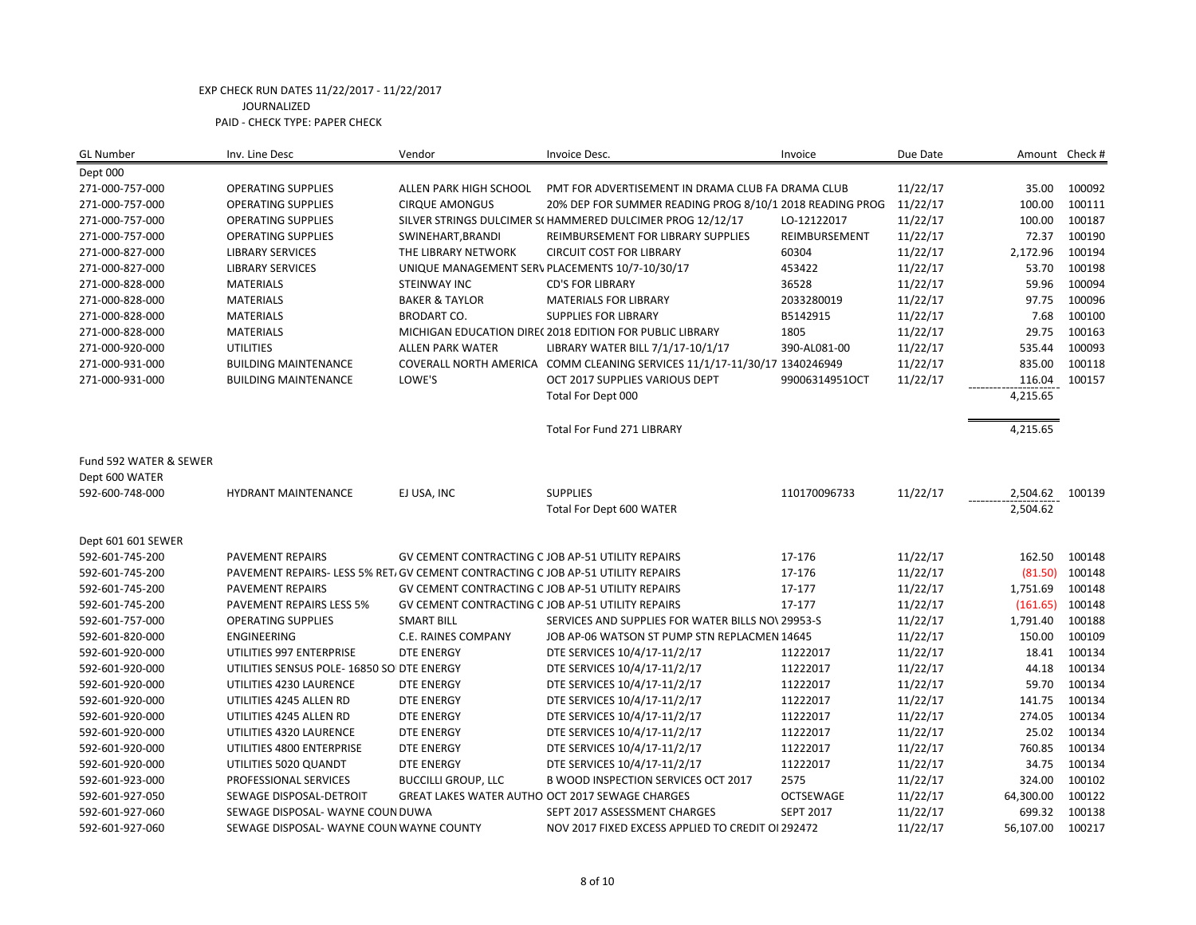EXP CHECK RUN DATES 11/22/2017 - 11/22/2017
JOURNALIZED
PAID - CHECK TYPE: PAPER CHECK

| GL Number | Inv. Line Desc | Vendor | Invoice Desc. | Invoice | Due Date | Amount | Check # |
|---|---|---|---|---|---|---|---|
| Dept 000 | | | | | | | |
| 271-000-757-000 | OPERATING SUPPLIES | ALLEN PARK HIGH SCHOOL | PMT FOR ADVERTISEMENT IN DRAMA CLUB FA | DRAMA CLUB | 11/22/17 | 35.00 | 100092 |
| 271-000-757-000 | OPERATING SUPPLIES | CIRQUE AMONGUS | 20% DEP FOR SUMMER READING PROG 8/10/1 | 2018 READING PROG | 11/22/17 | 100.00 | 100111 |
| 271-000-757-000 | OPERATING SUPPLIES | SILVER STRINGS DULCIMER S( | HAMMERED DULCIMER PROG 12/12/17 | LO-12122017 | 11/22/17 | 100.00 | 100187 |
| 271-000-757-000 | OPERATING SUPPLIES | SWINEHART,BRANDI | REIMBURSEMENT FOR LIBRARY SUPPLIES | REIMBURSEMENT | 11/22/17 | 72.37 | 100190 |
| 271-000-827-000 | LIBRARY SERVICES | THE LIBRARY NETWORK | CIRCUIT COST FOR LIBRARY | 60304 | 11/22/17 | 2,172.96 | 100194 |
| 271-000-827-000 | LIBRARY SERVICES | UNIQUE MANAGEMENT SERV | PLACEMENTS 10/7-10/30/17 | 453422 | 11/22/17 | 53.70 | 100198 |
| 271-000-828-000 | MATERIALS | STEINWAY INC | CD'S FOR LIBRARY | 36528 | 11/22/17 | 59.96 | 100094 |
| 271-000-828-000 | MATERIALS | BAKER & TAYLOR | MATERIALS FOR LIBRARY | 2033280019 | 11/22/17 | 97.75 | 100096 |
| 271-000-828-000 | MATERIALS | BRODART CO. | SUPPLIES FOR LIBRARY | B5142915 | 11/22/17 | 7.68 | 100100 |
| 271-000-828-000 | MATERIALS | MICHIGAN EDUCATION DIRE( | 2018 EDITION FOR PUBLIC LIBRARY | 1805 | 11/22/17 | 29.75 | 100163 |
| 271-000-920-000 | UTILITIES | ALLEN PARK WATER | LIBRARY WATER BILL 7/1/17-10/1/17 | 390-AL081-00 | 11/22/17 | 535.44 | 100093 |
| 271-000-931-000 | BUILDING MAINTENANCE | COVERALL NORTH AMERICA | COMM CLEANING SERVICES 11/1/17-11/30/17 | 1340246949 | 11/22/17 | 835.00 | 100118 |
| 271-000-931-000 | BUILDING MAINTENANCE | LOWE'S | OCT 2017 SUPPLIES VARIOUS DEPT | 99006314951OCT | 11/22/17 | 116.04 | 100157 |
| | | | Total For Dept 000 | | | 4,215.65 | |
| | | | Total For Fund 271 LIBRARY | | | 4,215.65 | |
| Fund 592 WATER & SEWER | | | | | | | |
| Dept 600 WATER | | | | | | | |
| 592-600-748-000 | HYDRANT MAINTENANCE | EJ USA, INC | SUPPLIES | 110170096733 | 11/22/17 | 2,504.62 | 100139 |
| | | | Total For Dept 600 WATER | | | 2,504.62 | |
| Dept 601 601 SEWER | | | | | | | |
| 592-601-745-200 | PAVEMENT REPAIRS | GV CEMENT CONTRACTING C | JOB AP-51 UTILITY REPAIRS | 17-176 | 11/22/17 | 162.50 | 100148 |
| 592-601-745-200 | PAVEMENT REPAIRS- LESS 5% RET/ | GV CEMENT CONTRACTING C | JOB AP-51 UTILITY REPAIRS | 17-176 | 11/22/17 | (81.50) | 100148 |
| 592-601-745-200 | PAVEMENT REPAIRS | GV CEMENT CONTRACTING C | JOB AP-51 UTILITY REPAIRS | 17-177 | 11/22/17 | 1,751.69 | 100148 |
| 592-601-745-200 | PAVEMENT REPAIRS LESS 5% | GV CEMENT CONTRACTING C | JOB AP-51 UTILITY REPAIRS | 17-177 | 11/22/17 | (161.65) | 100148 |
| 592-601-757-000 | OPERATING SUPPLIES | SMART BILL | SERVICES AND SUPPLIES FOR WATER BILLS NO\ | 29953-S | 11/22/17 | 1,791.40 | 100188 |
| 592-601-820-000 | ENGINEERING | C.E. RAINES COMPANY | JOB AP-06 WATSON ST PUMP STN REPLACMEN | 14645 | 11/22/17 | 150.00 | 100109 |
| 592-601-920-000 | UTILITIES 997 ENTERPRISE | DTE ENERGY | DTE SERVICES 10/4/17-11/2/17 | 11222017 | 11/22/17 | 18.41 | 100134 |
| 592-601-920-000 | UTILITIES SENSUS POLE- 16850 SO | DTE ENERGY | DTE SERVICES 10/4/17-11/2/17 | 11222017 | 11/22/17 | 44.18 | 100134 |
| 592-601-920-000 | UTILITIES 4230 LAURENCE | DTE ENERGY | DTE SERVICES 10/4/17-11/2/17 | 11222017 | 11/22/17 | 59.70 | 100134 |
| 592-601-920-000 | UTILITIES 4245 ALLEN RD | DTE ENERGY | DTE SERVICES 10/4/17-11/2/17 | 11222017 | 11/22/17 | 141.75 | 100134 |
| 592-601-920-000 | UTILITIES 4245 ALLEN RD | DTE ENERGY | DTE SERVICES 10/4/17-11/2/17 | 11222017 | 11/22/17 | 274.05 | 100134 |
| 592-601-920-000 | UTILITIES 4320 LAURENCE | DTE ENERGY | DTE SERVICES 10/4/17-11/2/17 | 11222017 | 11/22/17 | 25.02 | 100134 |
| 592-601-920-000 | UTILITIES 4800 ENTERPRISE | DTE ENERGY | DTE SERVICES 10/4/17-11/2/17 | 11222017 | 11/22/17 | 760.85 | 100134 |
| 592-601-920-000 | UTILITIES 5020 QUANDT | DTE ENERGY | DTE SERVICES 10/4/17-11/2/17 | 11222017 | 11/22/17 | 34.75 | 100134 |
| 592-601-923-000 | PROFESSIONAL SERVICES | BUCCILLI GROUP, LLC | B WOOD INSPECTION SERVICES OCT 2017 | 2575 | 11/22/17 | 324.00 | 100102 |
| 592-601-927-050 | SEWAGE DISPOSAL-DETROIT | GREAT LAKES WATER AUTHO | OCT 2017 SEWAGE CHARGES | OCTSEWAGE | 11/22/17 | 64,300.00 | 100122 |
| 592-601-927-060 | SEWAGE DISPOSAL- WAYNE COUN | DUWA | SEPT 2017 ASSESSMENT CHARGES | SEPT 2017 | 11/22/17 | 699.32 | 100138 |
| 592-601-927-060 | SEWAGE DISPOSAL- WAYNE COUN | WAYNE COUNTY | NOV 2017 FIXED EXCESS APPLIED TO CREDIT OI | 292472 | 11/22/17 | 56,107.00 | 100217 |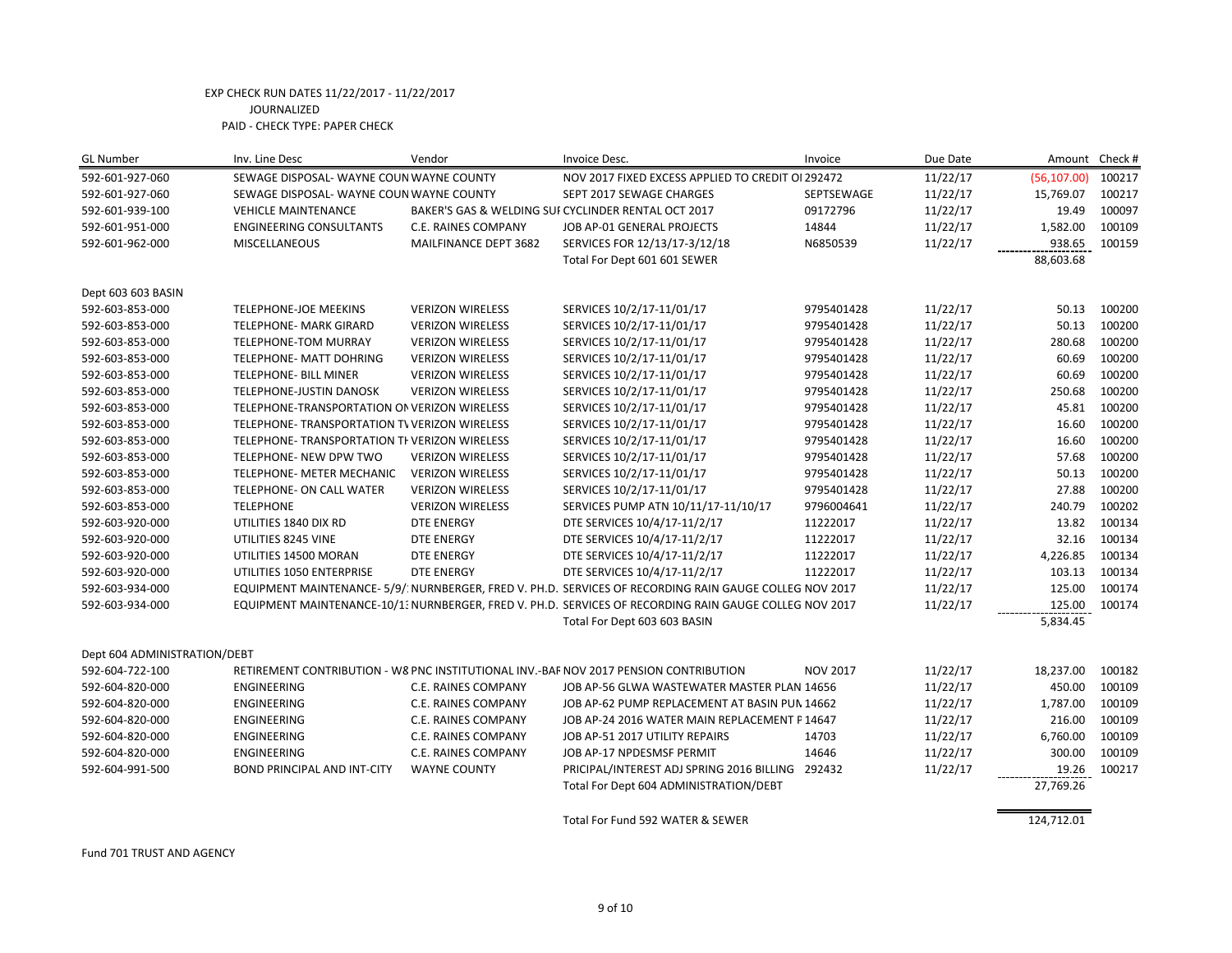EXP CHECK RUN DATES 11/22/2017 - 11/22/2017
JOURNALIZED
PAID - CHECK TYPE: PAPER CHECK

| GL Number | Inv. Line Desc | Vendor | Invoice Desc. | Invoice | Due Date | Amount | Check # |
|---|---|---|---|---|---|---|---|
| 592-601-927-060 | SEWAGE DISPOSAL- WAYNE COUN WAYNE COUNTY | | NOV 2017 FIXED EXCESS APPLIED TO CREDIT OI 292472 | | 11/22/17 | (56,107.00) | 100217 |
| 592-601-927-060 | SEWAGE DISPOSAL- WAYNE COUN WAYNE COUNTY | | SEPT 2017 SEWAGE CHARGES | SEPTSEWAGE | 11/22/17 | 15,769.07 | 100217 |
| 592-601-939-100 | VEHICLE MAINTENANCE | BAKER'S GAS & WELDING SUI CYCLINDER RENTAL OCT 2017 | | 09172796 | 11/22/17 | 19.49 | 100097 |
| 592-601-951-000 | ENGINEERING CONSULTANTS | C.E. RAINES COMPANY | JOB AP-01 GENERAL PROJECTS | 14844 | 11/22/17 | 1,582.00 | 100109 |
| 592-601-962-000 | MISCELLANEOUS | MAILFINANCE DEPT 3682 | SERVICES FOR 12/13/17-3/12/18 | N6850539 | 11/22/17 | 938.65 | 100159 |
| | | | Total For Dept 601 601 SEWER | | | 88,603.68 | |
| Dept 603 603 BASIN | | | | | | | |
| 592-603-853-000 | TELEPHONE-JOE MEEKINS | VERIZON WIRELESS | SERVICES 10/2/17-11/01/17 | 9795401428 | 11/22/17 | 50.13 | 100200 |
| 592-603-853-000 | TELEPHONE- MARK GIRARD | VERIZON WIRELESS | SERVICES 10/2/17-11/01/17 | 9795401428 | 11/22/17 | 50.13 | 100200 |
| 592-603-853-000 | TELEPHONE-TOM MURRAY | VERIZON WIRELESS | SERVICES 10/2/17-11/01/17 | 9795401428 | 11/22/17 | 280.68 | 100200 |
| 592-603-853-000 | TELEPHONE- MATT DOHRING | VERIZON WIRELESS | SERVICES 10/2/17-11/01/17 | 9795401428 | 11/22/17 | 60.69 | 100200 |
| 592-603-853-000 | TELEPHONE- BILL MINER | VERIZON WIRELESS | SERVICES 10/2/17-11/01/17 | 9795401428 | 11/22/17 | 60.69 | 100200 |
| 592-603-853-000 | TELEPHONE-JUSTIN DANOSK | VERIZON WIRELESS | SERVICES 10/2/17-11/01/17 | 9795401428 | 11/22/17 | 250.68 | 100200 |
| 592-603-853-000 | TELEPHONE-TRANSPORTATION ON VERIZON WIRELESS | | SERVICES 10/2/17-11/01/17 | 9795401428 | 11/22/17 | 45.81 | 100200 |
| 592-603-853-000 | TELEPHONE- TRANSPORTATION TV VERIZON WIRELESS | | SERVICES 10/2/17-11/01/17 | 9795401428 | 11/22/17 | 16.60 | 100200 |
| 592-603-853-000 | TELEPHONE- TRANSPORTATION TH VERIZON WIRELESS | | SERVICES 10/2/17-11/01/17 | 9795401428 | 11/22/17 | 16.60 | 100200 |
| 592-603-853-000 | TELEPHONE- NEW DPW TWO | VERIZON WIRELESS | SERVICES 10/2/17-11/01/17 | 9795401428 | 11/22/17 | 57.68 | 100200 |
| 592-603-853-000 | TELEPHONE- METER MECHANIC | VERIZON WIRELESS | SERVICES 10/2/17-11/01/17 | 9795401428 | 11/22/17 | 50.13 | 100200 |
| 592-603-853-000 | TELEPHONE- ON CALL WATER | VERIZON WIRELESS | SERVICES 10/2/17-11/01/17 | 9795401428 | 11/22/17 | 27.88 | 100200 |
| 592-603-853-000 | TELEPHONE | VERIZON WIRELESS | SERVICES PUMP ATN 10/11/17-11/10/17 | 9796004641 | 11/22/17 | 240.79 | 100202 |
| 592-603-920-000 | UTILITIES 1840 DIX RD | DTE ENERGY | DTE SERVICES 10/4/17-11/2/17 | 11222017 | 11/22/17 | 13.82 | 100134 |
| 592-603-920-000 | UTILITIES 8245 VINE | DTE ENERGY | DTE SERVICES 10/4/17-11/2/17 | 11222017 | 11/22/17 | 32.16 | 100134 |
| 592-603-920-000 | UTILITIES 14500 MORAN | DTE ENERGY | DTE SERVICES 10/4/17-11/2/17 | 11222017 | 11/22/17 | 4,226.85 | 100134 |
| 592-603-920-000 | UTILITIES 1050 ENTERPRISE | DTE ENERGY | DTE SERVICES 10/4/17-11/2/17 | 11222017 | 11/22/17 | 103.13 | 100134 |
| 592-603-934-000 | EQUIPMENT MAINTENANCE- 5/9/: NURNBERGER, FRED V. PH.D. | | SERVICES OF RECORDING RAIN GAUGE COLLEG NOV 2017 | | 11/22/17 | 125.00 | 100174 |
| 592-603-934-000 | EQUIPMENT MAINTENANCE-10/1: NURNBERGER, FRED V. PH.D. | | SERVICES OF RECORDING RAIN GAUGE COLLEG NOV 2017 | | 11/22/17 | 125.00 | 100174 |
| | | | Total For Dept 603 603 BASIN | | | 5,834.45 | |
| Dept 604 ADMINISTRATION/DEBT | | | | | | | |
| 592-604-722-100 | RETIREMENT CONTRIBUTION - W8 PNC INSTITUTIONAL INV.-BAF | | NOV 2017 PENSION CONTRIBUTION | NOV 2017 | 11/22/17 | 18,237.00 | 100182 |
| 592-604-820-000 | ENGINEERING | C.E. RAINES COMPANY | JOB AP-56 GLWA WASTEWATER MASTER PLAN 14656 | | 11/22/17 | 450.00 | 100109 |
| 592-604-820-000 | ENGINEERING | C.E. RAINES COMPANY | JOB AP-62 PUMP REPLACEMENT AT BASIN PUN 14662 | | 11/22/17 | 1,787.00 | 100109 |
| 592-604-820-000 | ENGINEERING | C.E. RAINES COMPANY | JOB AP-24 2016 WATER MAIN REPLACEMENT F 14647 | | 11/22/17 | 216.00 | 100109 |
| 592-604-820-000 | ENGINEERING | C.E. RAINES COMPANY | JOB AP-51 2017 UTILITY REPAIRS | 14703 | 11/22/17 | 6,760.00 | 100109 |
| 592-604-820-000 | ENGINEERING | C.E. RAINES COMPANY | JOB AP-17 NPDESMSF PERMIT | 14646 | 11/22/17 | 300.00 | 100109 |
| 592-604-991-500 | BOND PRINCIPAL AND INT-CITY | WAYNE COUNTY | PRICIPAL/INTEREST ADJ SPRING 2016 BILLING | 292432 | 11/22/17 | 19.26 | 100217 |
| | | | Total For Dept 604 ADMINISTRATION/DEBT | | | 27,769.26 | |
| | | | Total For Fund 592 WATER & SEWER | | | 124,712.01 | |

Fund 701 TRUST AND AGENCY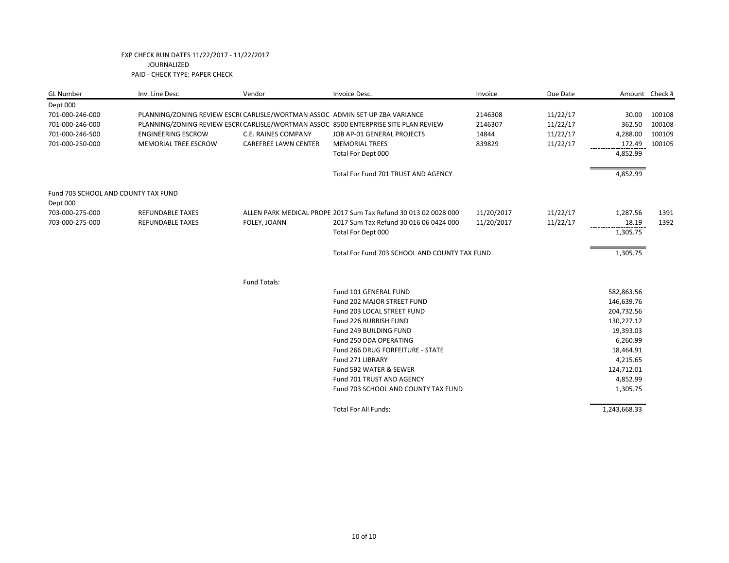EXP CHECK RUN DATES 11/22/2017 - 11/22/2017
JOURNALIZED
PAID - CHECK TYPE: PAPER CHECK

| GL Number | Inv. Line Desc | Vendor | Invoice Desc. | Invoice | Due Date | Amount | Check # |
|---|---|---|---|---|---|---|---|
| Dept 000 | | | | | | | |
| 701-000-246-000 | PLANNING/ZONING REVIEW ESCR( | CARLISLE/WORTMAN ASSOC | ADMIN SET UP ZBA VARIANCE | 2146308 | 11/22/17 | 30.00 | 100108 |
| 701-000-246-000 | PLANNING/ZONING REVIEW ESCR( | CARLISLE/WORTMAN ASSOC | 8500 ENTERPRISE SITE PLAN REVIEW | 2146307 | 11/22/17 | 362.50 | 100108 |
| 701-000-246-500 | ENGINEERING ESCROW | C.E. RAINES COMPANY | JOB AP-01 GENERAL PROJECTS | 14844 | 11/22/17 | 4,288.00 | 100109 |
| 701-000-250-000 | MEMORIAL TREE ESCROW | CAREFREE LAWN CENTER | MEMORIAL TREES | 839829 | 11/22/17 | 172.49 | 100105 |
| | | | Total For Dept 000 | | | 4,852.99 | |
| | | | Total For Fund 701 TRUST AND AGENCY | | | 4,852.99 | |
| Fund 703 SCHOOL AND COUNTY TAX FUND | | | | | | | |
| Dept 000 | | | | | | | |
| 703-000-275-000 | REFUNDABLE TAXES | ALLEN PARK MEDICAL PROPE | 2017 Sum Tax Refund 30 013 02 0028 000 | 11/20/2017 | 11/22/17 | 1,287.56 | 1391 |
| 703-000-275-000 | REFUNDABLE TAXES | FOLEY, JOANN | 2017 Sum Tax Refund 30 016 06 0424 000 | 11/20/2017 | 11/22/17 | 18.19 | 1392 |
| | | | Total For Dept 000 | | | 1,305.75 | |
| | | | Total For Fund 703 SCHOOL AND COUNTY TAX FUND | | | 1,305.75 | |
| | | Fund Totals: | | | | | |
| | | | Fund 101 GENERAL FUND | | | 582,863.56 | |
| | | | Fund 202 MAJOR STREET FUND | | | 146,639.76 | |
| | | | Fund 203 LOCAL STREET FUND | | | 204,732.56 | |
| | | | Fund 226 RUBBISH FUND | | | 130,227.12 | |
| | | | Fund 249 BUILDING FUND | | | 19,393.03 | |
| | | | Fund 250 DDA OPERATING | | | 6,260.99 | |
| | | | Fund 266 DRUG FORFEITURE - STATE | | | 18,464.91 | |
| | | | Fund 271 LIBRARY | | | 4,215.65 | |
| | | | Fund 592 WATER & SEWER | | | 124,712.01 | |
| | | | Fund 701 TRUST AND AGENCY | | | 4,852.99 | |
| | | | Fund 703 SCHOOL AND COUNTY TAX FUND | | | 1,305.75 | |
| | | | Total For All Funds: | | | 1,243,668.33 | |